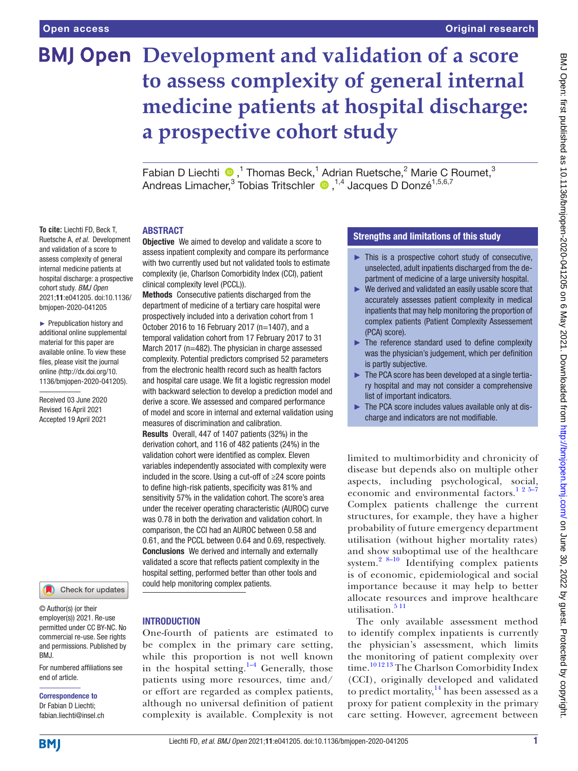# Development and validation of a score to assess complexity of general internal medicine patients at hospital discharge: a prospective cohort study

Fabian D Liechti ,[1] Thomas Beck,[1] Adrian Ruetsche,[2] Marie C Roumet,[3] Andreas Limacher,[3] Tobias Tritschler ,[1,4] Jacques D Donzé[1,5,6,7]

**To cite:** Liechti FD, Beck T, Ruetsche A, *et al*. Development and validation of a score to assess complexity of general internal medicine patients at hospital discharge: a prospective cohort study. *BMJ Open* 2021;**11**:e041205. doi:10.1136/bmjopen-2020-041205

► Prepublication history and additional online supplemental material for this paper are available online. To view these files, please visit the journal online (http://dx.doi.org/10.1136/bmjopen-2020-041205).

Received 03 June 2020
Revised 16 April 2021
Accepted 19 April 2021

© Author(s) (or their employer(s)) 2021. Re-use permitted under CC BY-NC. No commercial re-use. See rights and permissions. Published by BMJ.

For numbered affiliations see end of article.

**Correspondence to**
Dr Fabian D Liechti;
fabian.liechti@insel.ch

## ABSTRACT

**Objective** We aimed to develop and validate a score to assess inpatient complexity and compare its performance with two currently used but not validated tools to estimate complexity (ie, Charlson Comorbidity Index (CCI), patient clinical complexity level (PCCL)).

**Methods** Consecutive patients discharged from the department of medicine of a tertiary care hospital were prospectively included into a derivation cohort from 1 October 2016 to 16 February 2017 (n=1407), and a temporal validation cohort from 17 February 2017 to 31 March 2017 (n=482). The physician in charge assessed complexity. Potential predictors comprised 52 parameters from the electronic health record such as health factors and hospital care usage. We fit a logistic regression model with backward selection to develop a prediction model and derive a score. We assessed and compared performance of model and score in internal and external validation using measures of discrimination and calibration.

**Results** Overall, 447 of 1407 patients (32%) in the derivation cohort, and 116 of 482 patients (24%) in the validation cohort were identified as complex. Eleven variables independently associated with complexity were included in the score. Using a cut-off of ≥24 score points to define high-risk patients, specificity was 81% and sensitivity 57% in the validation cohort. The score's area under the receiver operating characteristic (AUROC) curve was 0.78 in both the derivation and validation cohort. In comparison, the CCI had an AUROC between 0.58 and 0.61, and the PCCL between 0.64 and 0.69, respectively.

**Conclusions** We derived and internally and externally validated a score that reflects patient complexity in the hospital setting, performed better than other tools and could help monitoring complex patients.

## Strengths and limitations of this study

- ► This is a prospective cohort study of consecutive, unselected, adult inpatients discharged from the department of medicine of a large university hospital.
- ► We derived and validated an easily usable score that accurately assesses patient complexity in medical inpatients that may help monitoring the proportion of complex patients (Patient Complexity Assessement (PCA) score).
- ► The reference standard used to define complexity was the physician's judgement, which per definition is partly subjective.
- ► The PCA score has been developed at a single tertiary hospital and may not consider a comprehensive list of important indicators.
- ► The PCA score includes values available only at discharge and indicators are not modifiable.

## INTRODUCTION

One-fourth of patients are estimated to be complex in the primary care setting, while this proportion is not well known in the hospital setting.[1–4] Generally, those patients using more resources, time and/or effort are regarded as complex patients, although no universal definition of patient complexity is available. Complexity is not limited to multimorbidity and chronicity of disease but depends also on multiple other aspects, including psychological, social, economic and environmental factors.[1 2 5–7] Complex patients challenge the current structures, for example, they have a higher probability of future emergency department utilisation (without higher mortality rates) and show suboptimal use of the healthcare system.[2 8–10] Identifying complex patients is of economic, epidemiological and social importance because it may help to better allocate resources and improve healthcare utilisation.[5 11]

The only available assessment method to identify complex inpatients is currently the physician's assessment, which limits the monitoring of patient complexity over time.[10 12 13] The Charlson Comorbidity Index (CCI), originally developed and validated to predict mortality,[14] has been assessed as a proxy for patient complexity in the primary care setting. However, agreement between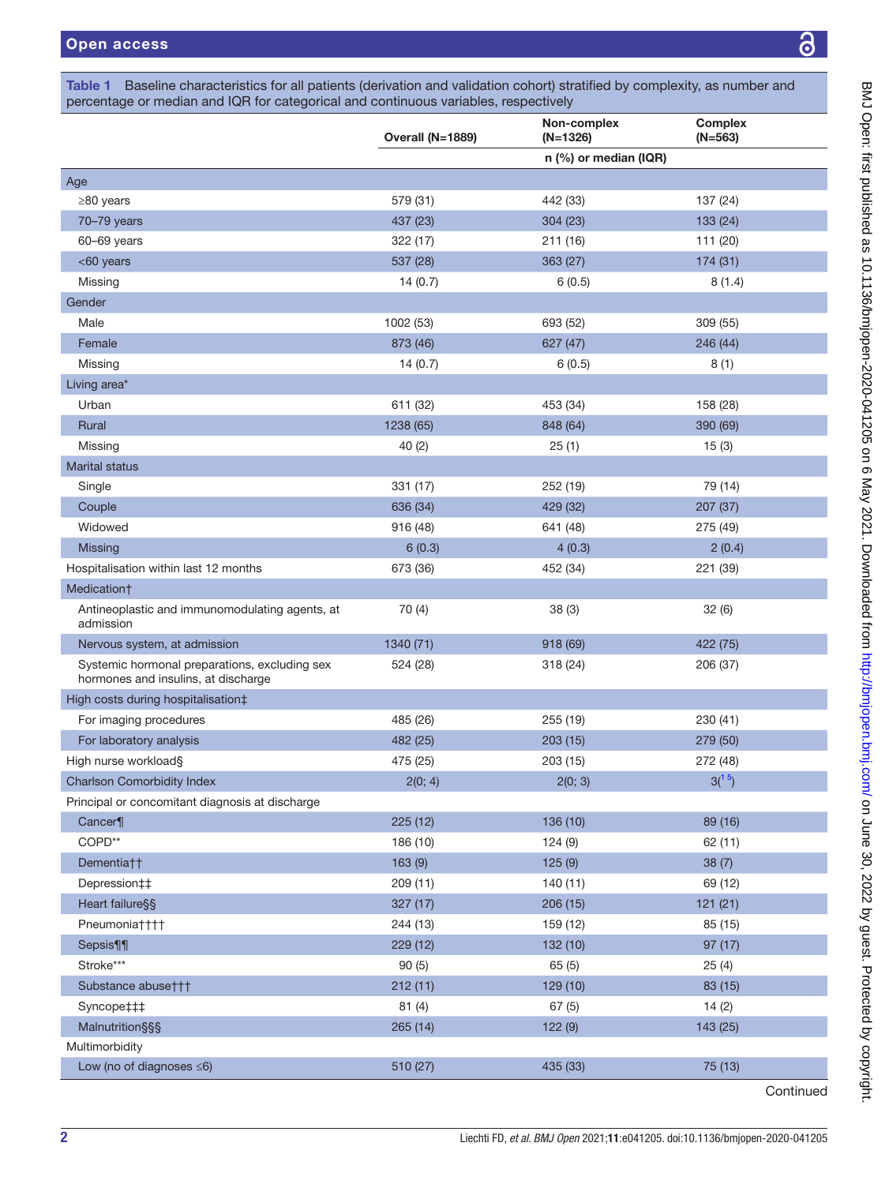**Table 1** Baseline characteristics for all patients (derivation and validation cohort) stratified by complexity, as number and percentage or median and IQR for categorical and continuous variables, respectively

| | Overall (N=1889) | Non-complex (N=1326) | Complex (N=563) |
|---|---|---|---|
| | | n (%) or median (IQR) | |
| Age | | | |
| ≥80 years | 579 (31) | 442 (33) | 137 (24) |
| 70–79 years | 437 (23) | 304 (23) | 133 (24) |
| 60–69 years | 322 (17) | 211 (16) | 111 (20) |
| <60 years | 537 (28) | 363 (27) | 174 (31) |
| Missing | 14 (0.7) | 6 (0.5) | 8 (1.4) |
| Gender | | | |
| Male | 1002 (53) | 693 (52) | 309 (55) |
| Female | 873 (46) | 627 (47) | 246 (44) |
| Missing | 14 (0.7) | 6 (0.5) | 8 (1) |
| Living area* | | | |
| Urban | 611 (32) | 453 (34) | 158 (28) |
| Rural | 1238 (65) | 848 (64) | 390 (69) |
| Missing | 40 (2) | 25 (1) | 15 (3) |
| Marital status | | | |
| Single | 331 (17) | 252 (19) | 79 (14) |
| Couple | 636 (34) | 429 (32) | 207 (37) |
| Widowed | 916 (48) | 641 (48) | 275 (49) |
| Missing | 6 (0.3) | 4 (0.3) | 2 (0.4) |
| Hospitalisation within last 12 months | 673 (36) | 452 (34) | 221 (39) |
| Medication† | | | |
| Antineoplastic and immunomodulating agents, at admission | 70 (4) | 38 (3) | 32 (6) |
| Nervous system, at admission | 1340 (71) | 918 (69) | 422 (75) |
| Systemic hormonal preparations, excluding sex hormones and insulins, at discharge | 524 (28) | 318 (24) | 206 (37) |
| High costs during hospitalisation‡ | | | |
| For imaging procedures | 485 (26) | 255 (19) | 230 (41) |
| For laboratory analysis | 482 (25) | 203 (15) | 279 (50) |
| High nurse workload§ | 475 (25) | 203 (15) | 272 (48) |
| Charlson Comorbidity Index | 2(0; 4) | 2(0; 3) | 3(1 5) |
| Principal or concomitant diagnosis at discharge | | | |
| Cancer¶ | 225 (12) | 136 (10) | 89 (16) |
| COPD** | 186 (10) | 124 (9) | 62 (11) |
| Dementia†† | 163 (9) | 125 (9) | 38 (7) |
| Depression‡‡ | 209 (11) | 140 (11) | 69 (12) |
| Heart failure§§ | 327 (17) | 206 (15) | 121 (21) |
| Pneumonia†††† | 244 (13) | 159 (12) | 85 (15) |
| Sepsis¶¶ | 229 (12) | 132 (10) | 97 (17) |
| Stroke*** | 90 (5) | 65 (5) | 25 (4) |
| Substance abuse††† | 212 (11) | 129 (10) | 83 (15) |
| Syncope‡‡‡ | 81 (4) | 67 (5) | 14 (2) |
| Malnutrition§§§ | 265 (14) | 122 (9) | 143 (25) |
| Multimorbidity | | | |
| Low (no of diagnoses ≤6) | 510 (27) | 435 (33) | 75 (13) |

Continued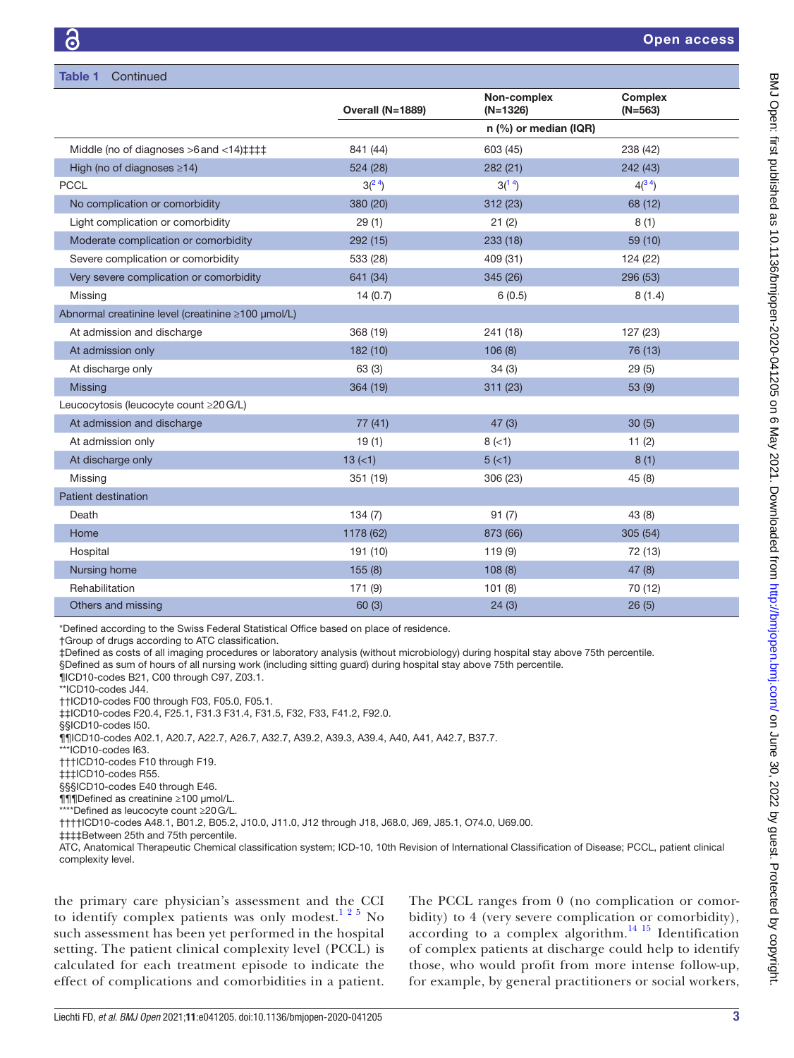**Table 1** Continued

| | Overall (N=1889) | Non-complex (N=1326) | Complex (N=563) |
|---|---|---|---|
| | | n (%) or median (IQR) | |
| Middle (no of diagnoses >6 and <14)‡‡‡‡ | 841 (44) | 603 (45) | 238 (42) |
| High (no of diagnoses ≥14) | 524 (28) | 282 (21) | 242 (43) |
| PCCL | 3(2 4) | 3(1 4) | 4(3 4) |
| No complication or comorbidity | 380 (20) | 312 (23) | 68 (12) |
| Light complication or comorbidity | 29 (1) | 21 (2) | 8 (1) |
| Moderate complication or comorbidity | 292 (15) | 233 (18) | 59 (10) |
| Severe complication or comorbidity | 533 (28) | 409 (31) | 124 (22) |
| Very severe complication or comorbidity | 641 (34) | 345 (26) | 296 (53) |
| Missing | 14 (0.7) | 6 (0.5) | 8 (1.4) |
| Abnormal creatinine level (creatinine ≥100 µmol/L) | | | |
| At admission and discharge | 368 (19) | 241 (18) | 127 (23) |
| At admission only | 182 (10) | 106 (8) | 76 (13) |
| At discharge only | 63 (3) | 34 (3) | 29 (5) |
| Missing | 364 (19) | 311 (23) | 53 (9) |
| Leucocytosis (leucocyte count ≥20 G/L) | | | |
| At admission and discharge | 77 (41) | 47 (3) | 30 (5) |
| At admission only | 19 (1) | 8 (<1) | 11 (2) |
| At discharge only | 13 (<1) | 5 (<1) | 8 (1) |
| Missing | 351 (19) | 306 (23) | 45 (8) |
| Patient destination | | | |
| Death | 134 (7) | 91 (7) | 43 (8) |
| Home | 1178 (62) | 873 (66) | 305 (54) |
| Hospital | 191 (10) | 119 (9) | 72 (13) |
| Nursing home | 155 (8) | 108 (8) | 47 (8) |
| Rehabilitation | 171 (9) | 101 (8) | 70 (12) |
| Others and missing | 60 (3) | 24 (3) | 26 (5) |

*Defined according to the Swiss Federal Statistical Office based on place of residence.
†Group of drugs according to ATC classification.
‡Defined as costs of all imaging procedures or laboratory analysis (without microbiology) during hospital stay above 75th percentile.
§Defined as sum of hours of all nursing work (including sitting guard) during hospital stay above 75th percentile.
¶ICD10-codes B21, C00 through C97, Z03.1.
**ICD10-codes J44.
††ICD10-codes F00 through F03, F05.0, F05.1.
‡‡ICD10-codes F20.4, F25.1, F31.3 F31.4, F31.5, F32, F33, F41.2, F92.0.
§§ICD10-codes I50.
¶¶ICD10-codes A02.1, A20.7, A22.7, A26.7, A32.7, A39.2, A39.3, A39.4, A40, A41, A42.7, B37.7.
***ICD10-codes I63.
†††ICD10-codes F10 through F19.
‡‡‡ICD10-codes R55.
§§§ICD10-codes E40 through E46.
¶¶¶Defined as creatinine ≥100 µmol/L.
****Defined as leucocyte count ≥20 G/L.
††††ICD10-codes A48.1, B01.2, B05.2, J10.0, J11.0, J12 through J18, J68.0, J69, J85.1, O74.0, U69.00.
‡‡‡‡Between 25th and 75th percentile.
ATC, Anatomical Therapeutic Chemical classification system; ICD-10, 10th Revision of International Classification of Disease; PCCL, patient clinical complexity level.

the primary care physician's assessment and the CCI to identify complex patients was only modest.[1 2 5] No such assessment has been yet performed in the hospital setting. The patient clinical complexity level (PCCL) is calculated for each treatment episode to indicate the effect of complications and comorbidities in a patient. The PCCL ranges from 0 (no complication or comorbidity) to 4 (very severe complication or comorbidity), according to a complex algorithm.[14 15] Identification of complex patients at discharge could help to identify those, who would profit from more intense follow-up, for example, by general practitioners or social workers,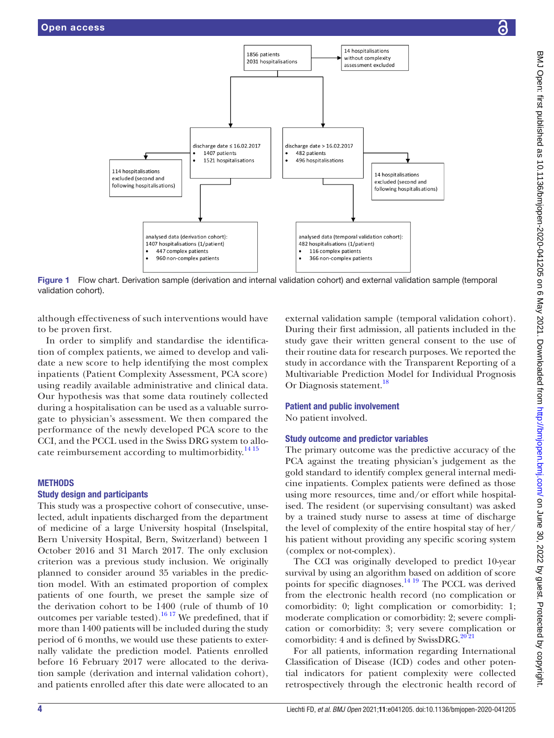1856 patients
2031 hospitalisations

14 hospitalisations without complexity assessment excluded

discharge date ≤ 16.02.2017
- 1407 patients
- 1521 hospitalisations

discharge date > 16.02.2017
- 482 patients
- 496 hospitalisations

114 hospitalisations excluded (second and following hospitalisations)

14 hospitalisations excluded (second and following hospitalisations)

analysed data (derivation cohort):
1407 hospitalisations (1/patient)
- 447 complex patients
- 960 non-complex patients

analysed data (temporal validation cohort):
482 hospitalisations (1/patient)
- 116 complex patients
- 366 non-complex patients

**Figure 1** Flow chart. Derivation sample (derivation and internal validation cohort) and external validation sample (temporal validation cohort).

although effectiveness of such interventions would have to be proven first.

In order to simplify and standardise the identification of complex patients, we aimed to develop and validate a new score to help identifying the most complex inpatients (Patient Complexity Assessment, PCA score) using readily available administrative and clinical data. Our hypothesis was that some data routinely collected during a hospitalisation can be used as a valuable surrogate to physician's assessment. We then compared the performance of the newly developed PCA score to the CCI, and the PCCL used in the Swiss DRG system to allocate reimbursement according to multimorbidity.[14,15]

## METHODS

### Study design and participants

This study was a prospective cohort of consecutive, unselected, adult inpatients discharged from the department of medicine of a large University hospital (Inselspital, Bern University Hospital, Bern, Switzerland) between 1 October 2016 and 31 March 2017. The only exclusion criterion was a previous study inclusion. We originally planned to consider around 35 variables in the prediction model. With an estimated proportion of complex patients of one fourth, we preset the sample size of the derivation cohort to be 1400 (rule of thumb of 10 outcomes per variable tested).[16,17] We predefined, that if more than 1400 patients will be included during the study period of 6 months, we would use these patients to externally validate the prediction model. Patients enrolled before 16 February 2017 were allocated to the derivation sample (derivation and internal validation cohort), and patients enrolled after this date were allocated to an external validation sample (temporal validation cohort). During their first admission, all patients included in the study gave their written general consent to the use of their routine data for research purposes. We reported the study in accordance with the Transparent Reporting of a Multivariable Prediction Model for Individual Prognosis Or Diagnosis statement.[18]

### Patient and public involvement

No patient involved.

### Study outcome and predictor variables

The primary outcome was the predictive accuracy of the PCA against the treating physician's judgement as the gold standard to identify complex general internal medicine inpatients. Complex patients were defined as those using more resources, time and/or effort while hospitalised. The resident (or supervising consultant) was asked by a trained study nurse to assess at time of discharge the level of complexity of the entire hospital stay of her/his patient without providing any specific scoring system (complex or not-complex).

The CCI was originally developed to predict 10-year survival by using an algorithm based on addition of score points for specific diagnoses.[14,19] The PCCL was derived from the electronic health record (no complication or comorbidity: 0; light complication or comorbidity: 1; moderate complication or comorbidity: 2; severe complication or comorbidity: 3; very severe complication or comorbidity: 4 and is defined by SwissDRG.[20,21]

For all patients, information regarding International Classification of Disease (ICD) codes and other potential indicators for patient complexity were collected retrospectively through the electronic health record of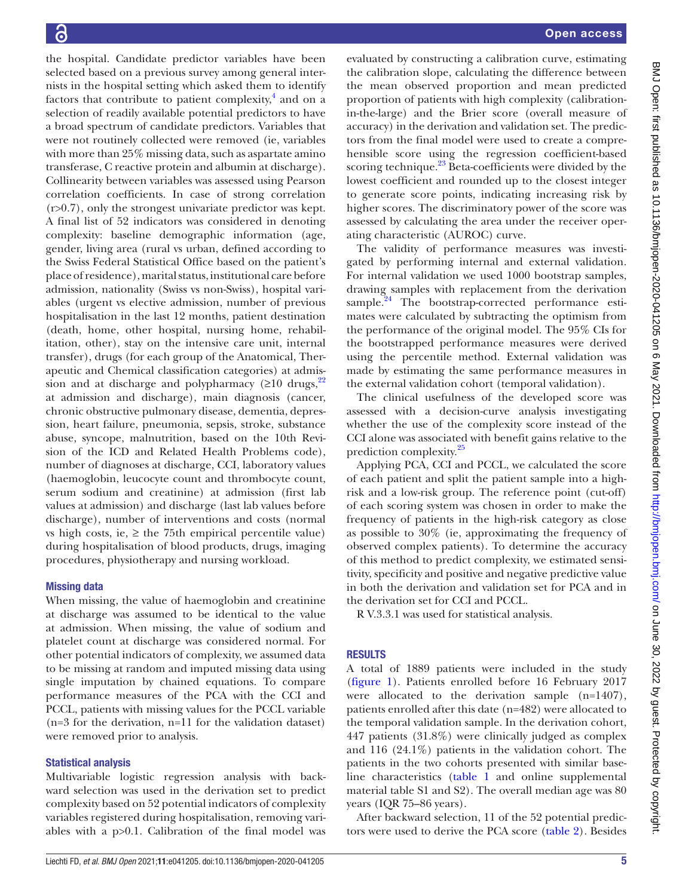the hospital. Candidate predictor variables have been selected based on a previous survey among general internists in the hospital setting which asked them to identify factors that contribute to patient complexity,[4] and on a selection of readily available potential predictors to have a broad spectrum of candidate predictors. Variables that were not routinely collected were removed (ie, variables with more than 25% missing data, such as aspartate amino transferase, C reactive protein and albumin at discharge). Collinearity between variables was assessed using Pearson correlation coefficients. In case of strong correlation (r>0.7), only the strongest univariate predictor was kept. A final list of 52 indicators was considered in denoting complexity: baseline demographic information (age, gender, living area (rural vs urban, defined according to the Swiss Federal Statistical Office based on the patient's place of residence), marital status, institutional care before admission, nationality (Swiss vs non-Swiss), hospital variables (urgent vs elective admission, number of previous hospitalisation in the last 12 months, patient destination (death, home, other hospital, nursing home, rehabilitation, other), stay on the intensive care unit, internal transfer), drugs (for each group of the Anatomical, Therapeutic and Chemical classification categories) at admission and at discharge and polypharmacy (≥10 drugs,[22] at admission and discharge), main diagnosis (cancer, chronic obstructive pulmonary disease, dementia, depression, heart failure, pneumonia, sepsis, stroke, substance abuse, syncope, malnutrition, based on the 10th Revision of the ICD and Related Health Problems code), number of diagnoses at discharge, CCI, laboratory values (haemoglobin, leucocyte count and thrombocyte count, serum sodium and creatinine) at admission (first lab values at admission) and discharge (last lab values before discharge), number of interventions and costs (normal vs high costs, ie, ≥ the 75th empirical percentile value) during hospitalisation of blood products, drugs, imaging procedures, physiotherapy and nursing workload.

### Missing data

When missing, the value of haemoglobin and creatinine at discharge was assumed to be identical to the value at admission. When missing, the value of sodium and platelet count at discharge was considered normal. For other potential indicators of complexity, we assumed data to be missing at random and imputed missing data using single imputation by chained equations. To compare performance measures of the PCA with the CCI and PCCL, patients with missing values for the PCCL variable (n=3 for the derivation, n=11 for the validation dataset) were removed prior to analysis.

### Statistical analysis

Multivariable logistic regression analysis with backward selection was used in the derivation set to predict complexity based on 52 potential indicators of complexity variables registered during hospitalisation, removing variables with a p>0.1. Calibration of the final model was evaluated by constructing a calibration curve, estimating the calibration slope, calculating the difference between the mean observed proportion and mean predicted proportion of patients with high complexity (calibration-in-the-large) and the Brier score (overall measure of accuracy) in the derivation and validation set. The predictors from the final model were used to create a comprehensible score using the regression coefficient-based scoring technique.[23] Beta-coefficients were divided by the lowest coefficient and rounded up to the closest integer to generate score points, indicating increasing risk by higher scores. The discriminatory power of the score was assessed by calculating the area under the receiver operating characteristic (AUROC) curve.

The validity of performance measures was investigated by performing internal and external validation. For internal validation we used 1000 bootstrap samples, drawing samples with replacement from the derivation sample.[24] The bootstrap-corrected performance estimates were calculated by subtracting the optimism from the performance of the original model. The 95% CIs for the bootstrapped performance measures were derived using the percentile method. External validation was made by estimating the same performance measures in the external validation cohort (temporal validation).

The clinical usefulness of the developed score was assessed with a decision-curve analysis investigating whether the use of the complexity score instead of the CCI alone was associated with benefit gains relative to the prediction complexity.[25]

Applying PCA, CCI and PCCL, we calculated the score of each patient and split the patient sample into a high-risk and a low-risk group. The reference point (cut-off) of each scoring system was chosen in order to make the frequency of patients in the high-risk category as close as possible to 30% (ie, approximating the frequency of observed complex patients). To determine the accuracy of this method to predict complexity, we estimated sensitivity, specificity and positive and negative predictive value in both the derivation and validation set for PCA and in the derivation set for CCI and PCCL.

R V.3.3.1 was used for statistical analysis.

## RESULTS

A total of 1889 patients were included in the study (figure 1). Patients enrolled before 16 February 2017 were allocated to the derivation sample (n=1407), patients enrolled after this date (n=482) were allocated to the temporal validation sample. In the derivation cohort, 447 patients (31.8%) were clinically judged as complex and 116 (24.1%) patients in the validation cohort. The patients in the two cohorts presented with similar baseline characteristics (table 1 and online supplemental material table S1 and S2). The overall median age was 80 years (IQR 75–86 years).

After backward selection, 11 of the 52 potential predictors were used to derive the PCA score (table 2). Besides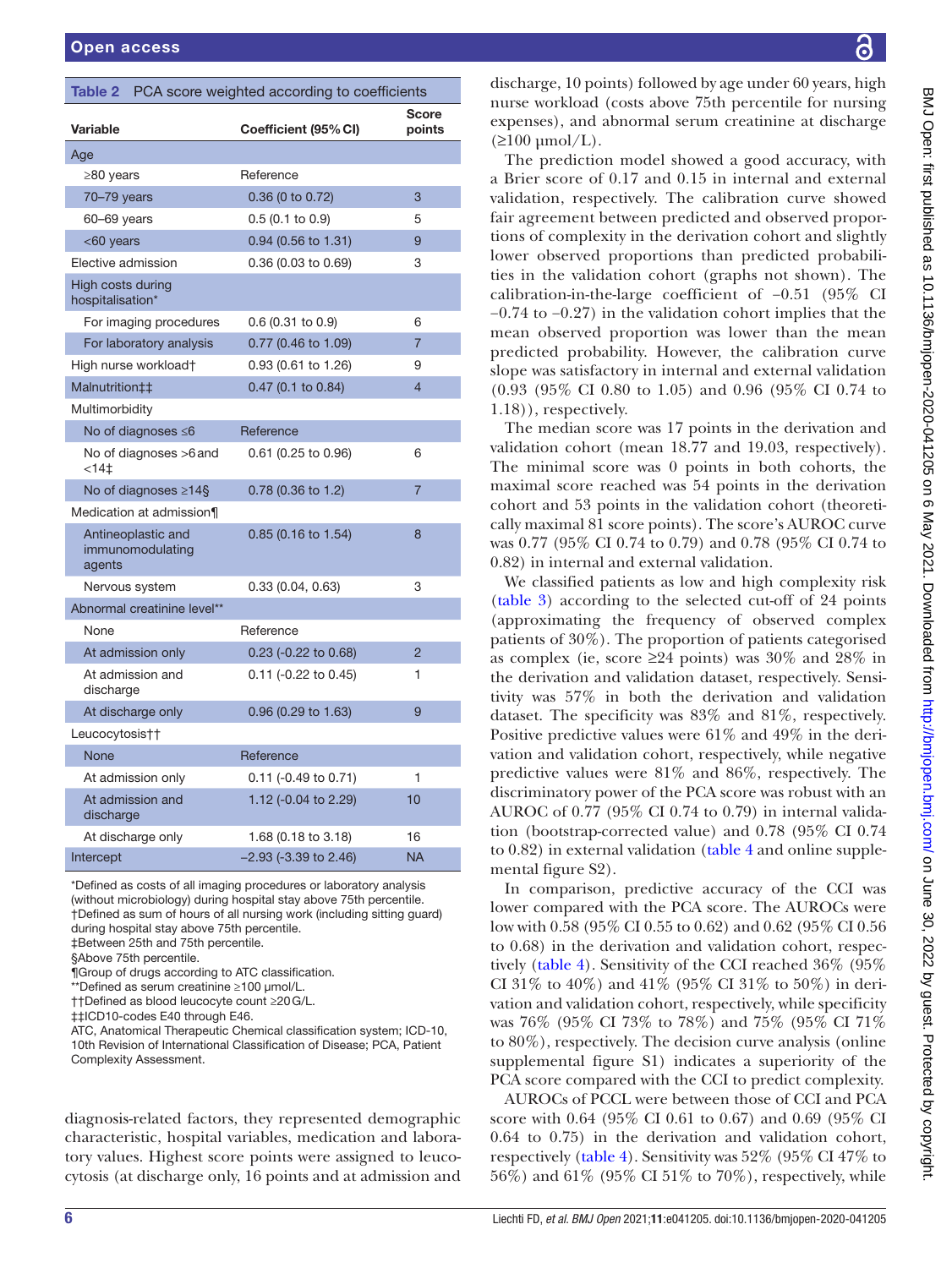**Table 2** PCA score weighted according to coefficients

| Variable | Coefficient (95% CI) | Score points |
|---|---|---|
| Age | | |
| ≥80 years | Reference | |
| 70–79 years | 0.36 (0 to 0.72) | 3 |
| 60–69 years | 0.5 (0.1 to 0.9) | 5 |
| <60 years | 0.94 (0.56 to 1.31) | 9 |
| Elective admission | 0.36 (0.03 to 0.69) | 3 |
| High costs during hospitalisation* | | |
| For imaging procedures | 0.6 (0.31 to 0.9) | 6 |
| For laboratory analysis | 0.77 (0.46 to 1.09) | 7 |
| High nurse workload† | 0.93 (0.61 to 1.26) | 9 |
| Malnutrition‡‡ | 0.47 (0.1 to 0.84) | 4 |
| Multimorbidity | | |
| No of diagnoses ≤6 | Reference | |
| No of diagnoses >6 and <14‡ | 0.61 (0.25 to 0.96) | 6 |
| No of diagnoses ≥14§ | 0.78 (0.36 to 1.2) | 7 |
| Medication at admission¶ | | |
| Antineoplastic and immunomodulating agents | 0.85 (0.16 to 1.54) | 8 |
| Nervous system | 0.33 (0.04, 0.63) | 3 |
| Abnormal creatinine level** | | |
| None | Reference | |
| At admission only | 0.23 (-0.22 to 0.68) | 2 |
| At admission and discharge | 0.11 (-0.22 to 0.45) | 1 |
| At discharge only | 0.96 (0.29 to 1.63) | 9 |
| Leucocytosis†† | | |
| None | Reference | |
| At admission only | 0.11 (-0.49 to 0.71) | 1 |
| At admission and discharge | 1.12 (-0.04 to 2.29) | 10 |
| At discharge only | 1.68 (0.18 to 3.18) | 16 |
| Intercept | −2.93 (-3.39 to 2.46) | NA |

*Defined as costs of all imaging procedures or laboratory analysis (without microbiology) during hospital stay above 75th percentile.
†Defined as sum of hours of all nursing work (including sitting guard) during hospital stay above 75th percentile.
‡Between 25th and 75th percentile.
§Above 75th percentile.
¶Group of drugs according to ATC classification.
**Defined as serum creatinine ≥100 µmol/L.
††Defined as blood leucocyte count ≥20 G/L.
‡‡ICD10-codes E40 through E46.
ATC, Anatomical Therapeutic Chemical classification system; ICD-10, 10th Revision of International Classification of Disease; PCA, Patient Complexity Assessment.

diagnosis-related factors, they represented demographic characteristic, hospital variables, medication and laboratory values. Highest score points were assigned to leucocytosis (at discharge only, 16 points and at admission and discharge, 10 points) followed by age under 60 years, high nurse workload (costs above 75th percentile for nursing expenses), and abnormal serum creatinine at discharge (≥100 µmol/L).

The prediction model showed a good accuracy, with a Brier score of 0.17 and 0.15 in internal and external validation, respectively. The calibration curve showed fair agreement between predicted and observed proportions of complexity in the derivation cohort and slightly lower observed proportions than predicted probabilities in the validation cohort (graphs not shown). The calibration-in-the-large coefficient of −0.51 (95% CI −0.74 to −0.27) in the validation cohort implies that the mean observed proportion was lower than the mean predicted probability. However, the calibration curve slope was satisfactory in internal and external validation (0.93 (95% CI 0.80 to 1.05) and 0.96 (95% CI 0.74 to 1.18)), respectively.

The median score was 17 points in the derivation and validation cohort (mean 18.77 and 19.03, respectively). The minimal score was 0 points in both cohorts, the maximal score reached was 54 points in the derivation cohort and 53 points in the validation cohort (theoretically maximal 81 score points). The score's AUROC curve was 0.77 (95% CI 0.74 to 0.79) and 0.78 (95% CI 0.74 to 0.82) in internal and external validation.

We classified patients as low and high complexity risk (table 3) according to the selected cut-off of 24 points (approximating the frequency of observed complex patients of 30%). The proportion of patients categorised as complex (ie, score ≥24 points) was 30% and 28% in the derivation and validation dataset, respectively. Sensitivity was 57% in both the derivation and validation dataset. The specificity was 83% and 81%, respectively. Positive predictive values were 61% and 49% in the derivation and validation cohort, respectively, while negative predictive values were 81% and 86%, respectively. The discriminatory power of the PCA score was robust with an AUROC of 0.77 (95% CI 0.74 to 0.79) in internal validation (bootstrap-corrected value) and 0.78 (95% CI 0.74 to 0.82) in external validation (table 4 and online supplemental figure S2).

In comparison, predictive accuracy of the CCI was lower compared with the PCA score. The AUROCs were low with 0.58 (95% CI 0.55 to 0.62) and 0.62 (95% CI 0.56 to 0.68) in the derivation and validation cohort, respectively (table 4). Sensitivity of the CCI reached 36% (95% CI 31% to 40%) and 41% (95% CI 31% to 50%) in derivation and validation cohort, respectively, while specificity was 76% (95% CI 73% to 78%) and 75% (95% CI 71% to 80%), respectively. The decision curve analysis (online supplemental figure S1) indicates a superiority of the PCA score compared with the CCI to predict complexity.

AUROCs of PCCL were between those of CCI and PCA score with 0.64 (95% CI 0.61 to 0.67) and 0.69 (95% CI 0.64 to 0.75) in the derivation and validation cohort, respectively (table 4). Sensitivity was 52% (95% CI 47% to 56%) and 61% (95% CI 51% to 70%), respectively, while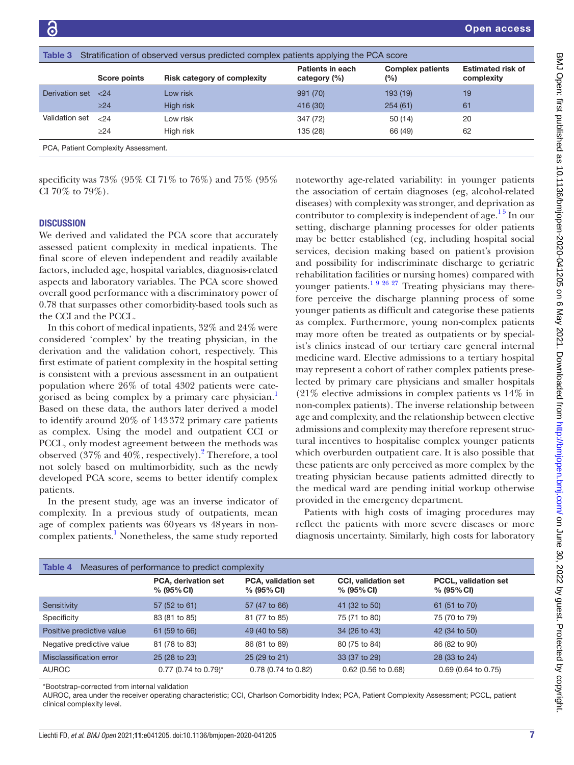Table 3 Stratification of observed versus predicted complex patients applying the PCA score

| | Score points | Risk category of complexity | Patients in each category (%) | Complex patients (%) | Estimated risk of complexity |
|---|---|---|---|---|---|
| Derivation set | <24 | Low risk | 991 (70) | 193 (19) | 19 |
| | ≥24 | High risk | 416 (30) | 254 (61) | 61 |
| Validation set | <24 | Low risk | 347 (72) | 50 (14) | 20 |
| | ≥24 | High risk | 135 (28) | 66 (49) | 62 |

PCA, Patient Complexity Assessment.

specificity was 73% (95% CI 71% to 76%) and 75% (95% CI 70% to 79%).

## DISCUSSION

We derived and validated the PCA score that accurately assessed patient complexity in medical inpatients. The final score of eleven independent and readily available factors, included age, hospital variables, diagnosis-related aspects and laboratory variables. The PCA score showed overall good performance with a discriminatory power of 0.78 that surpasses other comorbidity-based tools such as the CCI and the PCCL.

In this cohort of medical inpatients, 32% and 24% were considered 'complex' by the treating physician, in the derivation and the validation cohort, respectively. This first estimate of patient complexity in the hospital setting is consistent with a previous assessment in an outpatient population where 26% of total 4302 patients were categorised as being complex by a primary care physician.[1] Based on these data, the authors later derived a model to identify around 20% of 143 372 primary care patients as complex. Using the model and outpatient CCI or PCCL, only modest agreement between the methods was observed (37% and 40%, respectively).[2] Therefore, a tool not solely based on multimorbidity, such as the newly developed PCA score, seems to better identify complex patients.

In the present study, age was an inverse indicator of complexity. In a previous study of outpatients, mean age of complex patients was 60 years vs 48 years in non-complex patients.[1] Nonetheless, the same study reported noteworthy age-related variability: in younger patients the association of certain diagnoses (eg, alcohol-related diseases) with complexity was stronger, and deprivation as contributor to complexity is independent of age.[1,5] In our setting, discharge planning processes for older patients may be better established (eg, including hospital social services, decision making based on patient's provision and possibility for indiscriminate discharge to geriatric rehabilitation facilities or nursing homes) compared with younger patients.[1,9,26,27] Treating physicians may therefore perceive the discharge planning process of some younger patients as difficult and categorise these patients as complex. Furthermore, young non-complex patients may more often be treated as outpatients or by specialist's clinics instead of our tertiary care general internal medicine ward. Elective admissions to a tertiary hospital may represent a cohort of rather complex patients preselected by primary care physicians and smaller hospitals (21% elective admissions in complex patients vs 14% in non-complex patients). The inverse relationship between age and complexity, and the relationship between elective admissions and complexity may therefore represent structural incentives to hospitalise complex younger patients which overburden outpatient care. It is also possible that these patients are only perceived as more complex by the treating physician because patients admitted directly to the medical ward are pending initial workup otherwise provided in the emergency department.

Patients with high costs of imaging procedures may reflect the patients with more severe diseases or more diagnosis uncertainty. Similarly, high costs for laboratory

Table 4 Measures of performance to predict complexity

| | PCA, derivation set % (95% CI) | PCA, validation set % (95% CI) | CCI, validation set % (95% CI) | PCCL, validation set % (95% CI) |
|---|---|---|---|---|
| Sensitivity | 57 (52 to 61) | 57 (47 to 66) | 41 (32 to 50) | 61 (51 to 70) |
| Specificity | 83 (81 to 85) | 81 (77 to 85) | 75 (71 to 80) | 75 (70 to 79) |
| Positive predictive value | 61 (59 to 66) | 49 (40 to 58) | 34 (26 to 43) | 42 (34 to 50) |
| Negative predictive value | 81 (78 to 83) | 86 (81 to 89) | 80 (75 to 84) | 86 (82 to 90) |
| Misclassification error | 25 (28 to 23) | 25 (29 to 21) | 33 (37 to 29) | 28 (33 to 24) |
| AUROC | 0.77 (0.74 to 0.79)* | 0.78 (0.74 to 0.82) | 0.62 (0.56 to 0.68) | 0.69 (0.64 to 0.75) |

*Bootstrap-corrected from internal validation

AUROC, area under the receiver operating characteristic; CCI, Charlson Comorbidity Index; PCA, Patient Complexity Assessment; PCCL, patient clinical complexity level.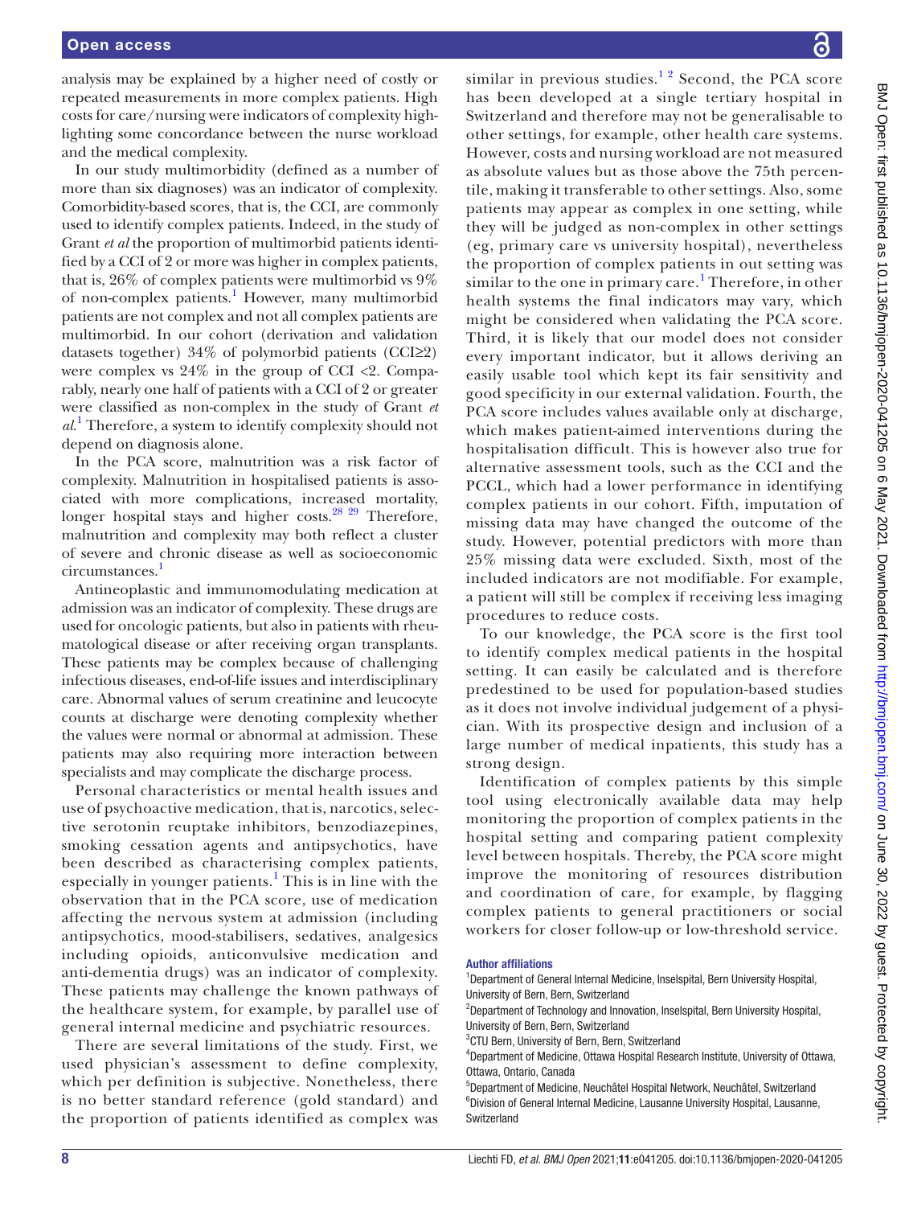analysis may be explained by a higher need of costly or repeated measurements in more complex patients. High costs for care/nursing were indicators of complexity highlighting some concordance between the nurse workload and the medical complexity.

In our study multimorbidity (defined as a number of more than six diagnoses) was an indicator of complexity. Comorbidity-based scores, that is, the CCI, are commonly used to identify complex patients. Indeed, in the study of Grant *et al* the proportion of multimorbid patients identified by a CCI of 2 or more was higher in complex patients, that is, 26% of complex patients were multimorbid vs 9% of non-complex patients.[1] However, many multimorbid patients are not complex and not all complex patients are multimorbid. In our cohort (derivation and validation datasets together) 34% of polymorbid patients (CCI≥2) were complex vs 24% in the group of CCI <2. Comparably, nearly one half of patients with a CCI of 2 or greater were classified as non-complex in the study of Grant *et al*.[1] Therefore, a system to identify complexity should not depend on diagnosis alone.

In the PCA score, malnutrition was a risk factor of complexity. Malnutrition in hospitalised patients is associated with more complications, increased mortality, longer hospital stays and higher costs.[28 29] Therefore, malnutrition and complexity may both reflect a cluster of severe and chronic disease as well as socioeconomic circumstances.[1]

Antineoplastic and immunomodulating medication at admission was an indicator of complexity. These drugs are used for oncologic patients, but also in patients with rheumatological disease or after receiving organ transplants. These patients may be complex because of challenging infectious diseases, end-of-life issues and interdisciplinary care. Abnormal values of serum creatinine and leucocyte counts at discharge were denoting complexity whether the values were normal or abnormal at admission. These patients may also requiring more interaction between specialists and may complicate the discharge process.

Personal characteristics or mental health issues and use of psychoactive medication, that is, narcotics, selective serotonin reuptake inhibitors, benzodiazepines, smoking cessation agents and antipsychotics, have been described as characterising complex patients, especially in younger patients.[1] This is in line with the observation that in the PCA score, use of medication affecting the nervous system at admission (including antipsychotics, mood-stabilisers, sedatives, analgesics including opioids, anticonvulsive medication and anti-dementia drugs) was an indicator of complexity. These patients may challenge the known pathways of the healthcare system, for example, by parallel use of general internal medicine and psychiatric resources.

There are several limitations of the study. First, we used physician's assessment to define complexity, which per definition is subjective. Nonetheless, there is no better standard reference (gold standard) and the proportion of patients identified as complex was similar in previous studies.[1 2] Second, the PCA score has been developed at a single tertiary hospital in Switzerland and therefore may not be generalisable to other settings, for example, other health care systems. However, costs and nursing workload are not measured as absolute values but as those above the 75th percentile, making it transferable to other settings. Also, some patients may appear as complex in one setting, while they will be judged as non-complex in other settings (eg, primary care vs university hospital), nevertheless the proportion of complex patients in out setting was similar to the one in primary care.[1] Therefore, in other health systems the final indicators may vary, which might be considered when validating the PCA score. Third, it is likely that our model does not consider every important indicator, but it allows deriving an easily usable tool which kept its fair sensitivity and good specificity in our external validation. Fourth, the PCA score includes values available only at discharge, which makes patient-aimed interventions during the hospitalisation difficult. This is however also true for alternative assessment tools, such as the CCI and the PCCL, which had a lower performance in identifying complex patients in our cohort. Fifth, imputation of missing data may have changed the outcome of the study. However, potential predictors with more than 25% missing data were excluded. Sixth, most of the included indicators are not modifiable. For example, a patient will still be complex if receiving less imaging procedures to reduce costs.

To our knowledge, the PCA score is the first tool to identify complex medical patients in the hospital setting. It can easily be calculated and is therefore predestined to be used for population-based studies as it does not involve individual judgement of a physician. With its prospective design and inclusion of a large number of medical inpatients, this study has a strong design.

Identification of complex patients by this simple tool using electronically available data may help monitoring the proportion of complex patients in the hospital setting and comparing patient complexity level between hospitals. Thereby, the PCA score might improve the monitoring of resources distribution and coordination of care, for example, by flagging complex patients to general practitioners or social workers for closer follow-up or low-threshold service.

#### Author affiliations

[1]Department of General Internal Medicine, Inselspital, Bern University Hospital, University of Bern, Bern, Switzerland
[2]Department of Technology and Innovation, Inselspital, Bern University Hospital, University of Bern, Bern, Switzerland
[3]CTU Bern, University of Bern, Bern, Switzerland
[4]Department of Medicine, Ottawa Hospital Research Institute, University of Ottawa, Ottawa, Ontario, Canada
[5]Department of Medicine, Neuchâtel Hospital Network, Neuchâtel, Switzerland
[6]Division of General Internal Medicine, Lausanne University Hospital, Lausanne, Switzerland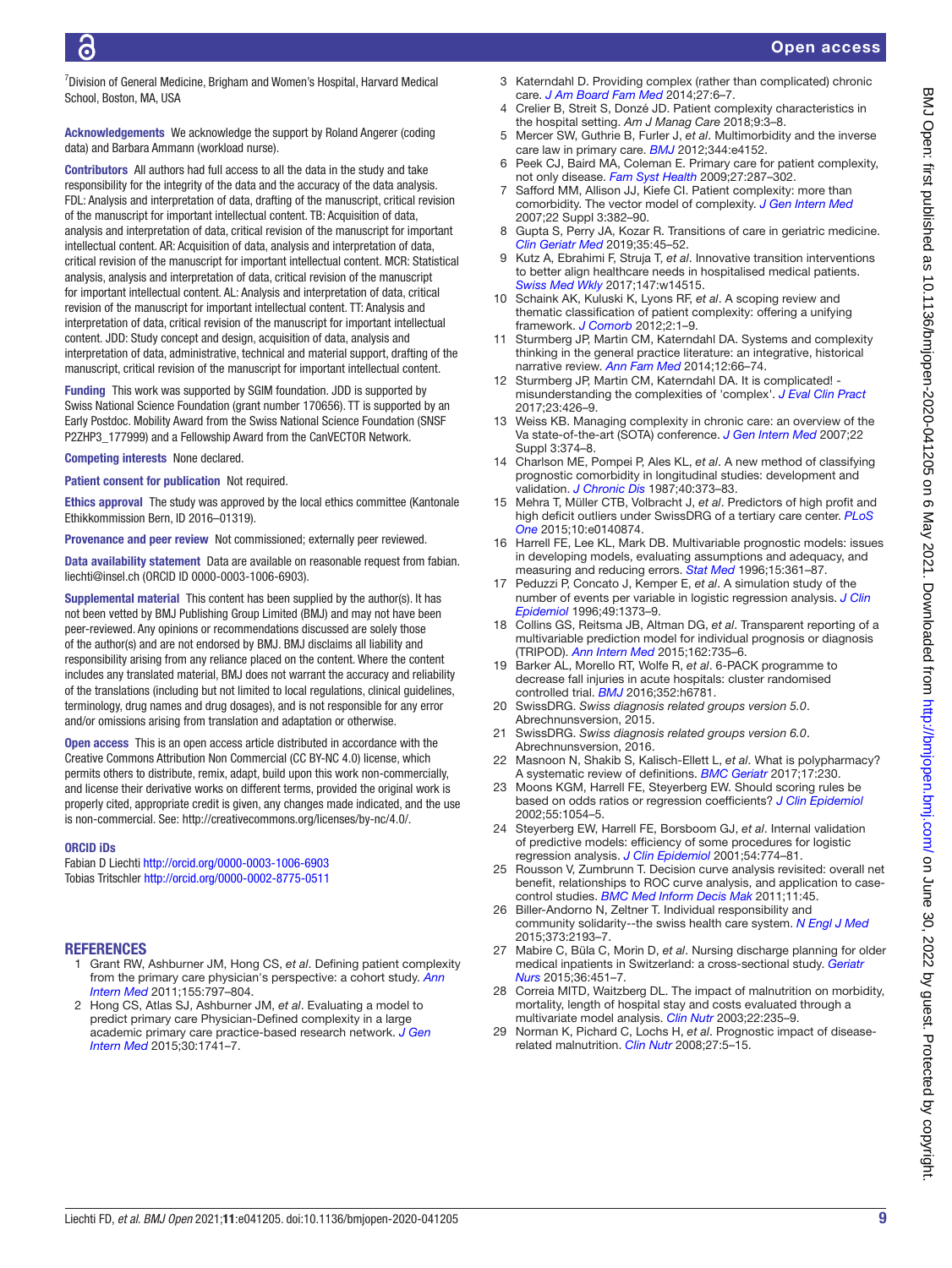[7]Division of General Medicine, Brigham and Women's Hospital, Harvard Medical School, Boston, MA, USA

**Acknowledgements** We acknowledge the support by Roland Angerer (coding data) and Barbara Ammann (workload nurse).

**Contributors** All authors had full access to all the data in the study and take responsibility for the integrity of the data and the accuracy of the data analysis. FDL: Analysis and interpretation of data, drafting of the manuscript, critical revision of the manuscript for important intellectual content. TB: Acquisition of data, analysis and interpretation of data, critical revision of the manuscript for important intellectual content. AR: Acquisition of data, analysis and interpretation of data, critical revision of the manuscript for important intellectual content. MCR: Statistical analysis, analysis and interpretation of data, critical revision of the manuscript for important intellectual content. AL: Analysis and interpretation of data, critical revision of the manuscript for important intellectual content. TT: Analysis and interpretation of data, critical revision of the manuscript for important intellectual content. JDD: Study concept and design, acquisition of data, analysis and interpretation of data, administrative, technical and material support, drafting of the manuscript, critical revision of the manuscript for important intellectual content.

**Funding** This work was supported by SGIM foundation. JDD is supported by Swiss National Science Foundation (grant number 170656). TT is supported by an Early Postdoc. Mobility Award from the Swiss National Science Foundation (SNSF P2ZHP3_177999) and a Fellowship Award from the CanVECTOR Network.

**Competing interests** None declared.

**Patient consent for publication** Not required.

**Ethics approval** The study was approved by the local ethics committee (Kantonale Ethikkommission Bern, ID 2016–01319).

**Provenance and peer review** Not commissioned; externally peer reviewed.

**Data availability statement** Data are available on reasonable request from fabian.liechti@insel.ch (ORCID ID 0000-0003-1006-6903).

**Supplemental material** This content has been supplied by the author(s). It has not been vetted by BMJ Publishing Group Limited (BMJ) and may not have been peer-reviewed. Any opinions or recommendations discussed are solely those of the author(s) and are not endorsed by BMJ. BMJ disclaims all liability and responsibility arising from any reliance placed on the content. Where the content includes any translated material, BMJ does not warrant the accuracy and reliability of the translations (including but not limited to local regulations, clinical guidelines, terminology, drug names and drug dosages), and is not responsible for any error and/or omissions arising from translation and adaptation or otherwise.

**Open access** This is an open access article distributed in accordance with the Creative Commons Attribution Non Commercial (CC BY-NC 4.0) license, which permits others to distribute, remix, adapt, build upon this work non-commercially, and license their derivative works on different terms, provided the original work is properly cited, appropriate credit is given, any changes made indicated, and the use is non-commercial. See: http://creativecommons.org/licenses/by-nc/4.0/.

**ORCID iDs**

Fabian D Liechti http://orcid.org/0000-0003-1006-6903
Tobias Tritschler http://orcid.org/0000-0002-8775-0511

## REFERENCES

1. Grant RW, Ashburner JM, Hong CS, *et al*. Defining patient complexity from the primary care physician's perspective: a cohort study. *Ann Intern Med* 2011;155:797–804.
2. Hong CS, Atlas SJ, Ashburner JM, *et al*. Evaluating a model to predict primary care Physician-Defined complexity in a large academic primary care practice-based research network. *J Gen Intern Med* 2015;30:1741–7.
3. Katerndahl D. Providing complex (rather than complicated) chronic care. *J Am Board Fam Med* 2014;27:6–7.
4. Crelier B, Streit S, Donzé JD. Patient complexity characteristics in the hospital setting. *Am J Manag Care* 2018;9:3–8.
5. Mercer SW, Guthrie B, Furler J, *et al*. Multimorbidity and the inverse care law in primary care. *BMJ* 2012;344:e4152.
6. Peek CJ, Baird MA, Coleman E. Primary care for patient complexity, not only disease. *Fam Syst Health* 2009;27:287–302.
7. Safford MM, Allison JJ, Kiefe CI. Patient complexity: more than comorbidity. The vector model of complexity. *J Gen Intern Med* 2007;22 Suppl 3:382–90.
8. Gupta S, Perry JA, Kozar R. Transitions of care in geriatric medicine. *Clin Geriatr Med* 2019;35:45–52.
9. Kutz A, Ebrahimi F, Struja T, *et al*. Innovative transition interventions to better align healthcare needs in hospitalised medical patients. *Swiss Med Wkly* 2017;147:w14515.
10. Schaink AK, Kuluski K, Lyons RF, *et al*. A scoping review and thematic classification of patient complexity: offering a unifying framework. *J Comorb* 2012;2:1–9.
11. Sturmberg JP, Martin CM, Katerndahl DA. Systems and complexity thinking in the general practice literature: an integrative, historical narrative review. *Ann Fam Med* 2014;12:66–74.
12. Sturmberg JP, Martin CM, Katerndahl DA. It is complicated! - misunderstanding the complexities of 'complex'. *J Eval Clin Pract* 2017;23:426–9.
13. Weiss KB. Managing complexity in chronic care: an overview of the Va state-of-the-art (SOTA) conference. *J Gen Intern Med* 2007;22 Suppl 3:374–8.
14. Charlson ME, Pompei P, Ales KL, *et al*. A new method of classifying prognostic comorbidity in longitudinal studies: development and validation. *J Chronic Dis* 1987;40:373–83.
15. Mehra T, Müller CTB, Volbracht J, *et al*. Predictors of high profit and high deficit outliers under SwissDRG of a tertiary care center. *PLoS One* 2015;10:e0140874.
16. Harrell FE, Lee KL, Mark DB. Multivariable prognostic models: issues in developing models, evaluating assumptions and adequacy, and measuring and reducing errors. *Stat Med* 1996;15:361–87.
17. Peduzzi P, Concato J, Kemper E, *et al*. A simulation study of the number of events per variable in logistic regression analysis. *J Clin Epidemiol* 1996;49:1373–9.
18. Collins GS, Reitsma JB, Altman DG, *et al*. Transparent reporting of a multivariable prediction model for individual prognosis or diagnosis (TRIPOD). *Ann Intern Med* 2015;162:735–6.
19. Barker AL, Morello RT, Wolfe R, *et al*. 6-PACK programme to decrease fall injuries in acute hospitals: cluster randomised controlled trial. *BMJ* 2016;352:h6781.
20. SwissDRG. *Swiss diagnosis related groups version 5.0*. Abrechnunsversion, 2015.
21. SwissDRG. *Swiss diagnosis related groups version 6.0*. Abrechnunsversion, 2016.
22. Masnoon N, Shakib S, Kalisch-Ellett L, *et al*. What is polypharmacy? A systematic review of definitions. *BMC Geriatr* 2017;17:230.
23. Moons KGM, Harrell FE, Steyerberg EW. Should scoring rules be based on odds ratios or regression coefficients? *J Clin Epidemiol* 2002;55:1054–5.
24. Steyerberg EW, Harrell FE, Borsboom GJ, *et al*. Internal validation of predictive models: efficiency of some procedures for logistic regression analysis. *J Clin Epidemiol* 2001;54:774–81.
25. Rousson V, Zumbrunn T. Decision curve analysis revisited: overall net benefit, relationships to ROC curve analysis, and application to case-control studies. *BMC Med Inform Decis Mak* 2011;11:45.
26. Biller-Andorno N, Zeltner T. Individual responsibility and community solidarity--the swiss health care system. *N Engl J Med* 2015;373:2193–7.
27. Mabire C, Büla C, Morin D, *et al*. Nursing discharge planning for older medical inpatients in Switzerland: a cross-sectional study. *Geriatr Nurs* 2015;36:451–7.
28. Correia MITD, Waitzberg DL. The impact of malnutrition on morbidity, mortality, length of hospital stay and costs evaluated through a multivariate model analysis. *Clin Nutr* 2003;22:235–9.
29. Norman K, Pichard C, Lochs H, *et al*. Prognostic impact of disease-related malnutrition. *Clin Nutr* 2008;27:5–15.